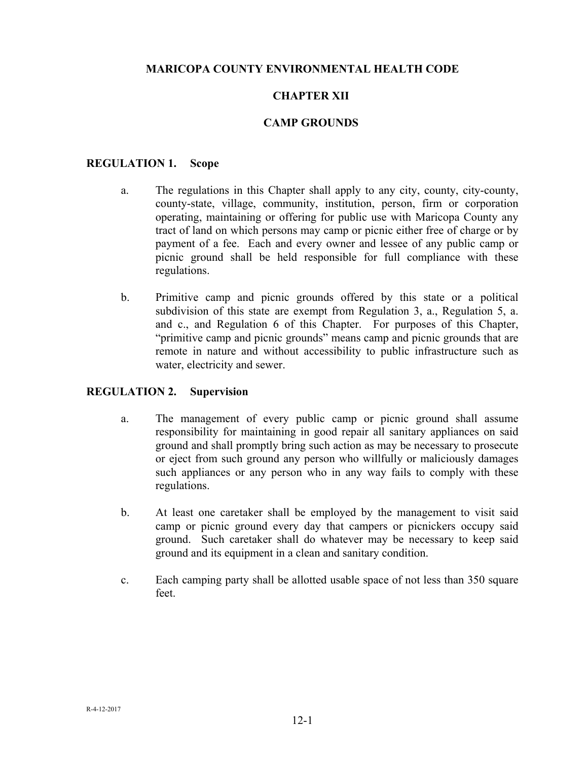# MARICOPA COUNTY ENVIRONMENTAL HEALTH CODE

## CHAPTER XII

## CAMP GROUNDS

### REGULATION 1. Scope

a. The regulations in this Chapter shall apply to any city, county, city-county, county-state, village, community, institution, person, firm or corporation operating, maintaining or offering for public use with Maricopa County any tract of land on which persons may camp or picnic either free of charge or by payment of a fee. Each and every owner and lessee of any public camp or picnic ground shall be held responsible for full compliance with these regulations.

b. Primitive camp and picnic grounds offered by this state or a political subdivision of this state are exempt from Regulation 3, a., Regulation 5, a. and c., and Regulation 6 of this Chapter. For purposes of this Chapter, "primitive camp and picnic grounds" means camp and picnic grounds that are remote in nature and without accessibility to public infrastructure such as water, electricity and sewer.

### REGULATION 2. Supervision

a. The management of every public camp or picnic ground shall assume responsibility for maintaining in good repair all sanitary appliances on said ground and shall promptly bring such action as may be necessary to prosecute or eject from such ground any person who willfully or maliciously damages such appliances or any person who in any way fails to comply with these regulations.

b. At least one caretaker shall be employed by the management to visit said camp or picnic ground every day that campers or picnickers occupy said ground. Such caretaker shall do whatever may be necessary to keep said ground and its equipment in a clean and sanitary condition.

c. Each camping party shall be allotted usable space of not less than 350 square feet.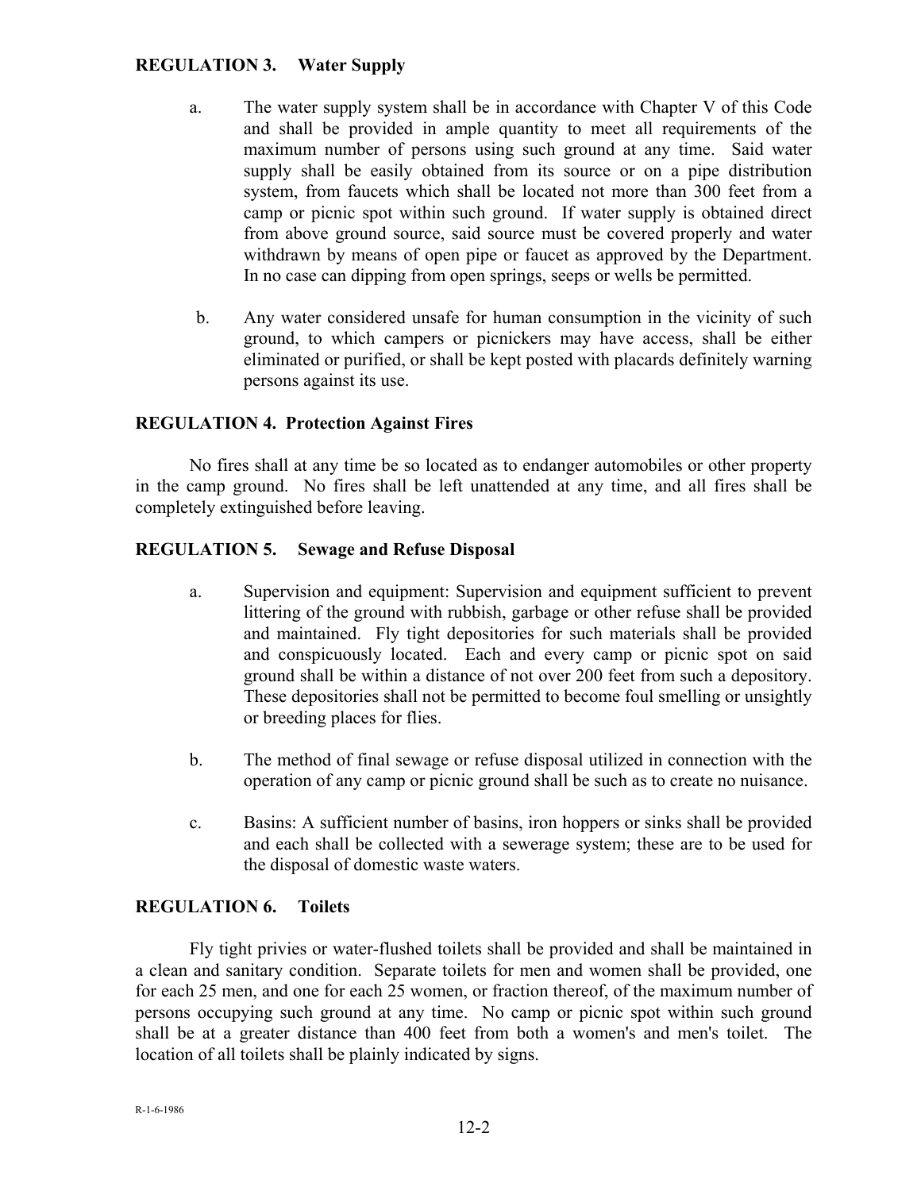### REGULATION 3. Water Supply

a. The water supply system shall be in accordance with Chapter V of this Code and shall be provided in ample quantity to meet all requirements of the maximum number of persons using such ground at any time. Said water supply shall be easily obtained from its source or on a pipe distribution system, from faucets which shall be located not more than 300 feet from a camp or picnic spot within such ground. If water supply is obtained direct from above ground source, said source must be covered properly and water withdrawn by means of open pipe or faucet as approved by the Department. In no case can dipping from open springs, seeps or wells be permitted.

b. Any water considered unsafe for human consumption in the vicinity of such ground, to which campers or picnickers may have access, shall be either eliminated or purified, or shall be kept posted with placards definitely warning persons against its use.

### REGULATION 4. Protection Against Fires

No fires shall at any time be so located as to endanger automobiles or other property in the camp ground. No fires shall be left unattended at any time, and all fires shall be completely extinguished before leaving.

### REGULATION 5. Sewage and Refuse Disposal

a. Supervision and equipment: Supervision and equipment sufficient to prevent littering of the ground with rubbish, garbage or other refuse shall be provided and maintained. Fly tight depositories for such materials shall be provided and conspicuously located. Each and every camp or picnic spot on said ground shall be within a distance of not over 200 feet from such a depository. These depositories shall not be permitted to become foul smelling or unsightly or breeding places for flies.

b. The method of final sewage or refuse disposal utilized in connection with the operation of any camp or picnic ground shall be such as to create no nuisance.

c. Basins: A sufficient number of basins, iron hoppers or sinks shall be provided and each shall be collected with a sewerage system; these are to be used for the disposal of domestic waste waters.

### REGULATION 6. Toilets

Fly tight privies or water-flushed toilets shall be provided and shall be maintained in a clean and sanitary condition. Separate toilets for men and women shall be provided, one for each 25 men, and one for each 25 women, or fraction thereof, of the maximum number of persons occupying such ground at any time. No camp or picnic spot within such ground shall be at a greater distance than 400 feet from both a women's and men's toilet. The location of all toilets shall be plainly indicated by signs.

R-1-6-1986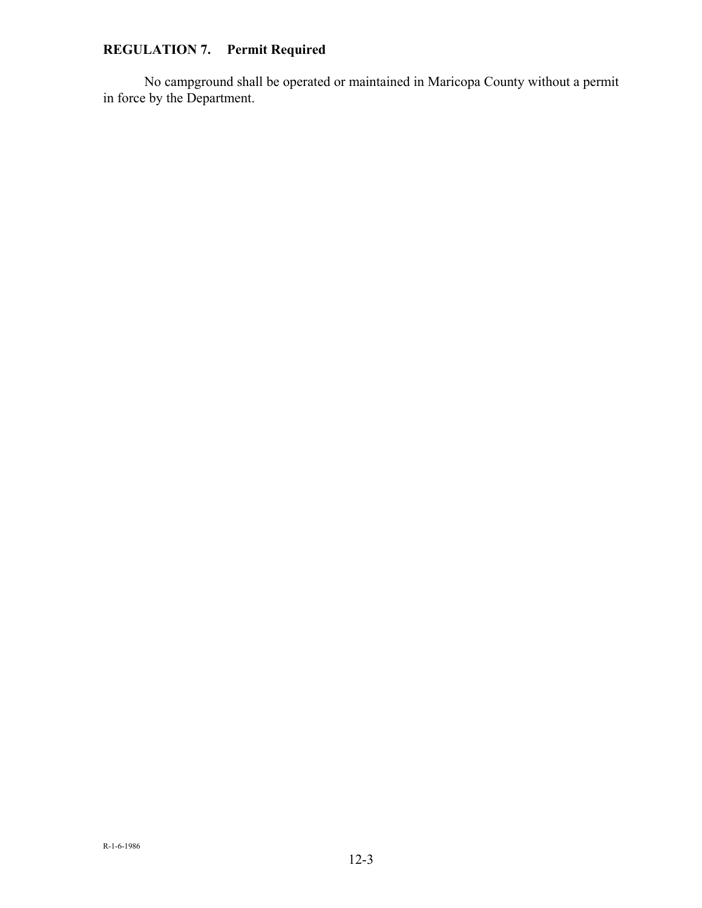**REGULATION 7. Permit Required**

No campground shall be operated or maintained in Maricopa County without a permit in force by the Department.

R-1-6-1986